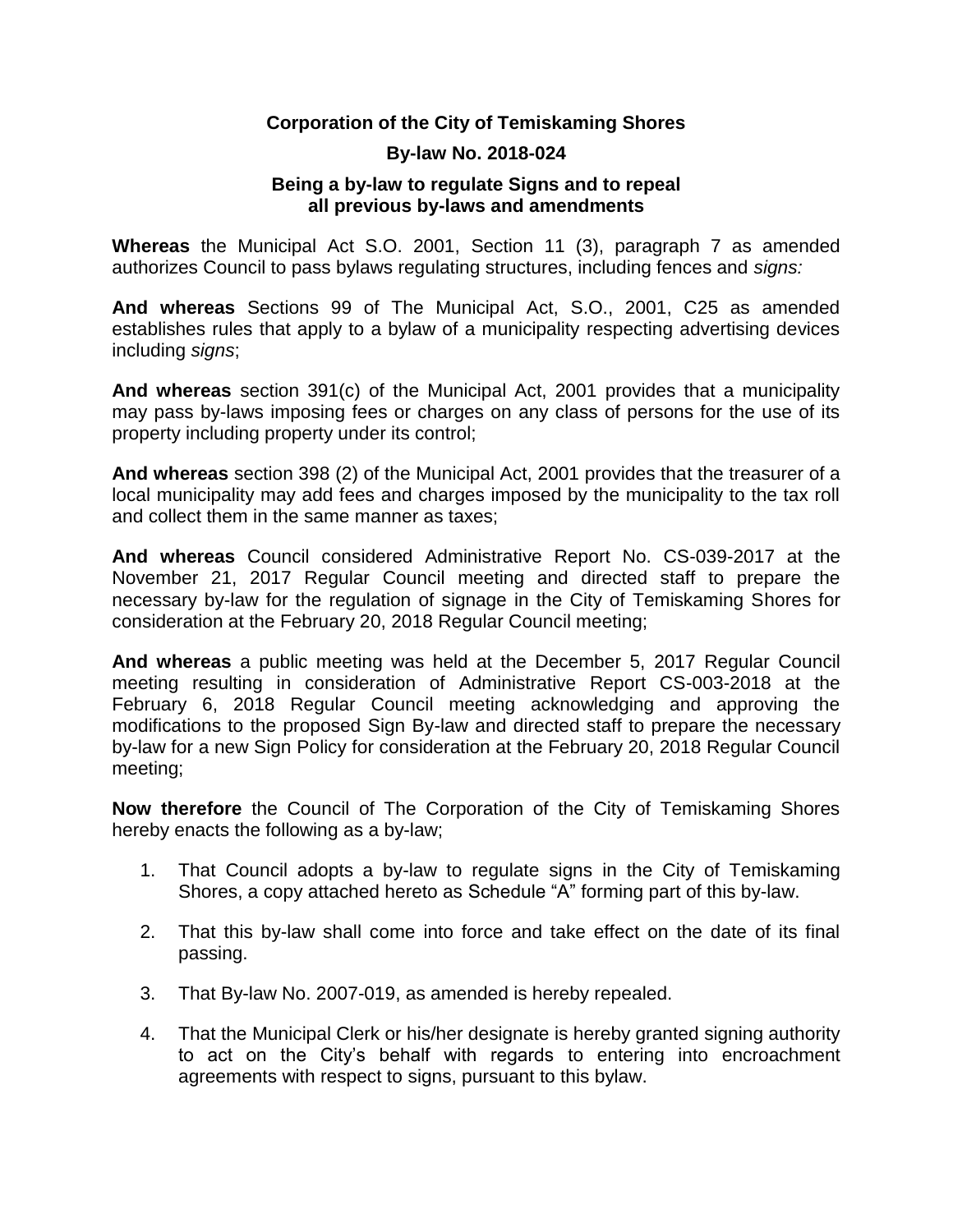**Corporation of the City of Temiskaming Shores**

**By-law No. 2018-024**

**Being a by-law to regulate Signs and to repeal all previous by-laws and amendments**

**Whereas** the Municipal Act S.O. 2001, Section 11 (3), paragraph 7 as amended authorizes Council to pass bylaws regulating structures, including fences and *signs:*

**And whereas** Sections 99 of The Municipal Act, S.O., 2001, C25 as amended establishes rules that apply to a bylaw of a municipality respecting advertising devices including *signs*;

**And whereas** section 391(c) of the Municipal Act, 2001 provides that a municipality may pass by-laws imposing fees or charges on any class of persons for the use of its property including property under its control;

**And whereas** section 398 (2) of the Municipal Act, 2001 provides that the treasurer of a local municipality may add fees and charges imposed by the municipality to the tax roll and collect them in the same manner as taxes;

**And whereas** Council considered Administrative Report No. CS-039-2017 at the November 21, 2017 Regular Council meeting and directed staff to prepare the necessary by-law for the regulation of signage in the City of Temiskaming Shores for consideration at the February 20, 2018 Regular Council meeting;

**And whereas** a public meeting was held at the December 5, 2017 Regular Council meeting resulting in consideration of Administrative Report CS-003-2018 at the February 6, 2018 Regular Council meeting acknowledging and approving the modifications to the proposed Sign By-law and directed staff to prepare the necessary by-law for a new Sign Policy for consideration at the February 20, 2018 Regular Council meeting;

**Now therefore** the Council of The Corporation of the City of Temiskaming Shores hereby enacts the following as a by-law;

1. That Council adopts a by-law to regulate signs in the City of Temiskaming Shores, a copy attached hereto as Schedule "A" forming part of this by-law.

2. That this by-law shall come into force and take effect on the date of its final passing.

3. That By-law No. 2007-019, as amended is hereby repealed.

4. That the Municipal Clerk or his/her designate is hereby granted signing authority to act on the City's behalf with regards to entering into encroachment agreements with respect to signs, pursuant to this bylaw.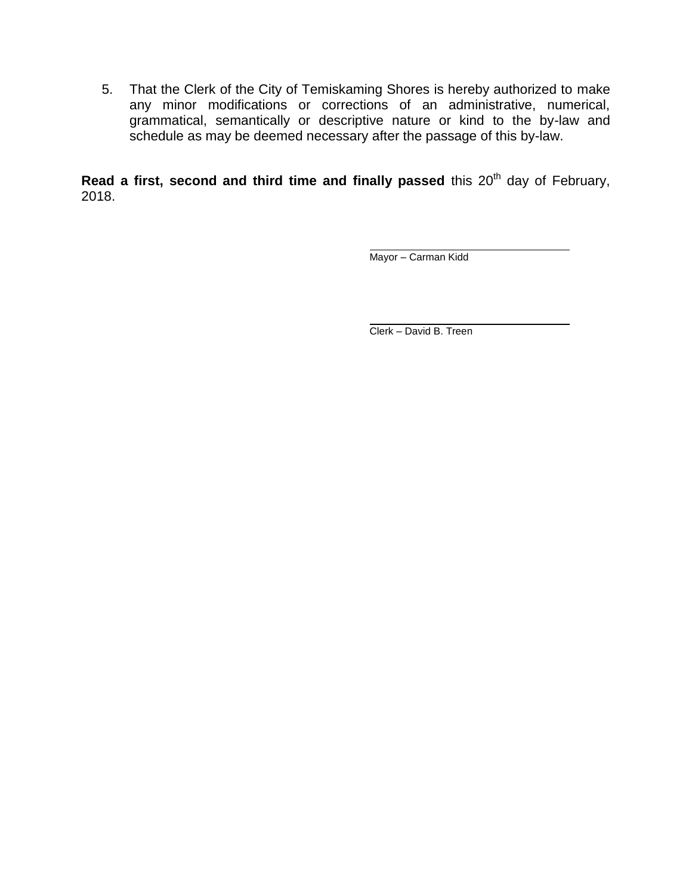5. That the Clerk of the City of Temiskaming Shores is hereby authorized to make any minor modifications or corrections of an administrative, numerical, grammatical, semantically or descriptive nature or kind to the by-law and schedule as may be deemed necessary after the passage of this by-law.

**Read a first, second and third time and finally passed** this 20th day of February, 2018.

Mayor – Carman Kidd

Clerk – David B. Treen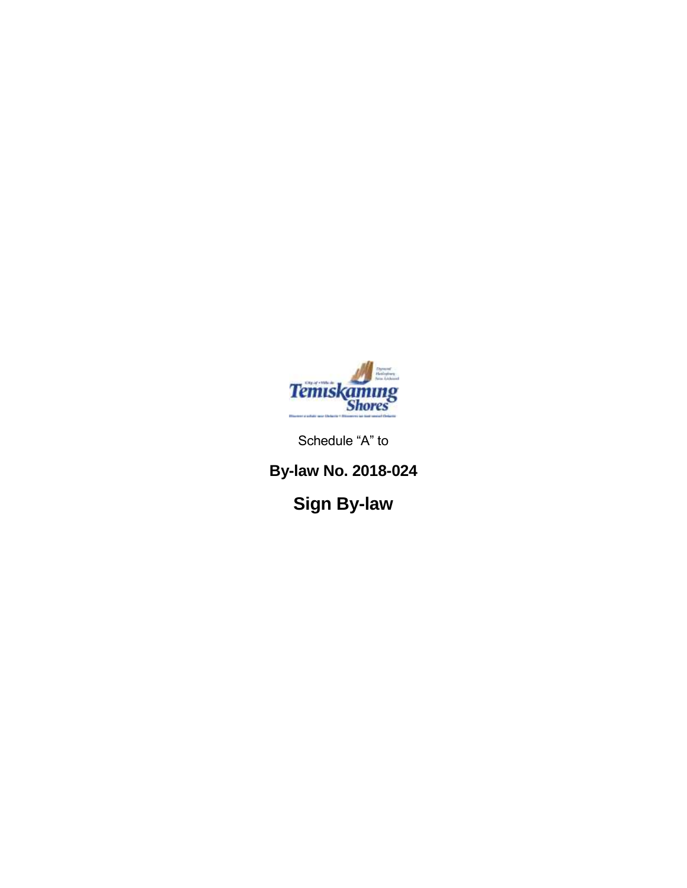Schedule “A” to

**By-law No. 2018-024**

# Sign By-law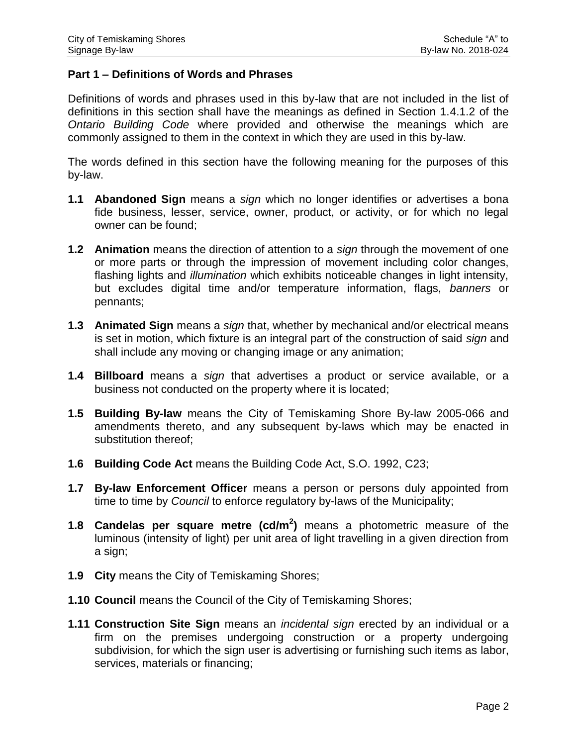## Part 1 – Definitions of Words and Phrases

Definitions of words and phrases used in this by-law that are not included in the list of definitions in this section shall have the meanings as defined in Section 1.4.1.2 of the *Ontario Building Code* where provided and otherwise the meanings which are commonly assigned to them in the context in which they are used in this by-law.

The words defined in this section have the following meaning for the purposes of this by-law.

**1.1 Abandoned Sign** means a *sign* which no longer identifies or advertises a bona fide business, lesser, service, owner, product, or activity, or for which no legal owner can be found;

**1.2 Animation** means the direction of attention to a *sign* through the movement of one or more parts or through the impression of movement including color changes, flashing lights and *illumination* which exhibits noticeable changes in light intensity, but excludes digital time and/or temperature information, flags, *banners* or pennants;

**1.3 Animated Sign** means a *sign* that, whether by mechanical and/or electrical means is set in motion, which fixture is an integral part of the construction of said *sign* and shall include any moving or changing image or any animation;

**1.4 Billboard** means a *sign* that advertises a product or service available, or a business not conducted on the property where it is located;

**1.5 Building By-law** means the City of Temiskaming Shore By-law 2005-066 and amendments thereto, and any subsequent by-laws which may be enacted in substitution thereof;

**1.6 Building Code Act** means the Building Code Act, S.O. 1992, C23;

**1.7 By-law Enforcement Officer** means a person or persons duly appointed from time to time by *Council* to enforce regulatory by-laws of the Municipality;

**1.8 Candelas per square metre (cd/m$^2$)** means a photometric measure of the luminous (intensity of light) per unit area of light travelling in a given direction from a sign;

**1.9 City** means the City of Temiskaming Shores;

**1.10 Council** means the Council of the City of Temiskaming Shores;

**1.11 Construction Site Sign** means an *incidental sign* erected by an individual or a firm on the premises undergoing construction or a property undergoing subdivision, for which the sign user is advertising or furnishing such items as labor, services, materials or financing;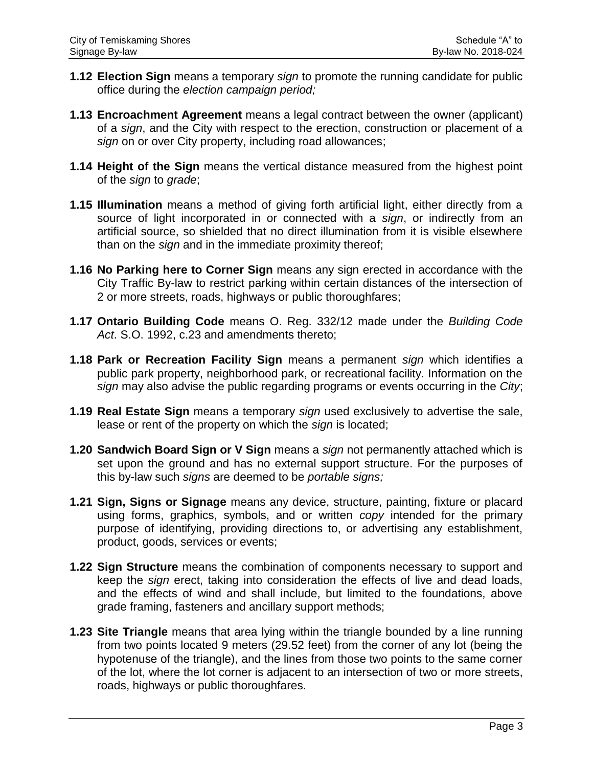**1.12 Election Sign** means a temporary *sign* to promote the running candidate for public office during the *election campaign period;*

**1.13 Encroachment Agreement** means a legal contract between the owner (applicant) of a *sign*, and the City with respect to the erection, construction or placement of a *sign* on or over City property, including road allowances;

**1.14 Height of the Sign** means the vertical distance measured from the highest point of the *sign* to *grade*;

**1.15 Illumination** means a method of giving forth artificial light, either directly from a source of light incorporated in or connected with a *sign*, or indirectly from an artificial source, so shielded that no direct illumination from it is visible elsewhere than on the *sign* and in the immediate proximity thereof;

**1.16 No Parking here to Corner Sign** means any sign erected in accordance with the City Traffic By-law to restrict parking within certain distances of the intersection of 2 or more streets, roads, highways or public thoroughfares;

**1.17 Ontario Building Code** means O. Reg. 332/12 made under the *Building Code Act*. S.O. 1992, c.23 and amendments thereto;

**1.18 Park or Recreation Facility Sign** means a permanent *sign* which identifies a public park property, neighborhood park, or recreational facility. Information on the *sign* may also advise the public regarding programs or events occurring in the *City*;

**1.19 Real Estate Sign** means a temporary *sign* used exclusively to advertise the sale, lease or rent of the property on which the *sign* is located;

**1.20 Sandwich Board Sign or V Sign** means a *sign* not permanently attached which is set upon the ground and has no external support structure. For the purposes of this by-law such *signs* are deemed to be *portable signs;*

**1.21 Sign, Signs or Signage** means any device, structure, painting, fixture or placard using forms, graphics, symbols, and or written *copy* intended for the primary purpose of identifying, providing directions to, or advertising any establishment, product, goods, services or events;

**1.22 Sign Structure** means the combination of components necessary to support and keep the *sign* erect, taking into consideration the effects of live and dead loads, and the effects of wind and shall include, but limited to the foundations, above grade framing, fasteners and ancillary support methods;

**1.23 Site Triangle** means that area lying within the triangle bounded by a line running from two points located 9 meters (29.52 feet) from the corner of any lot (being the hypotenuse of the triangle), and the lines from those two points to the same corner of the lot, where the lot corner is adjacent to an intersection of two or more streets, roads, highways or public thoroughfares.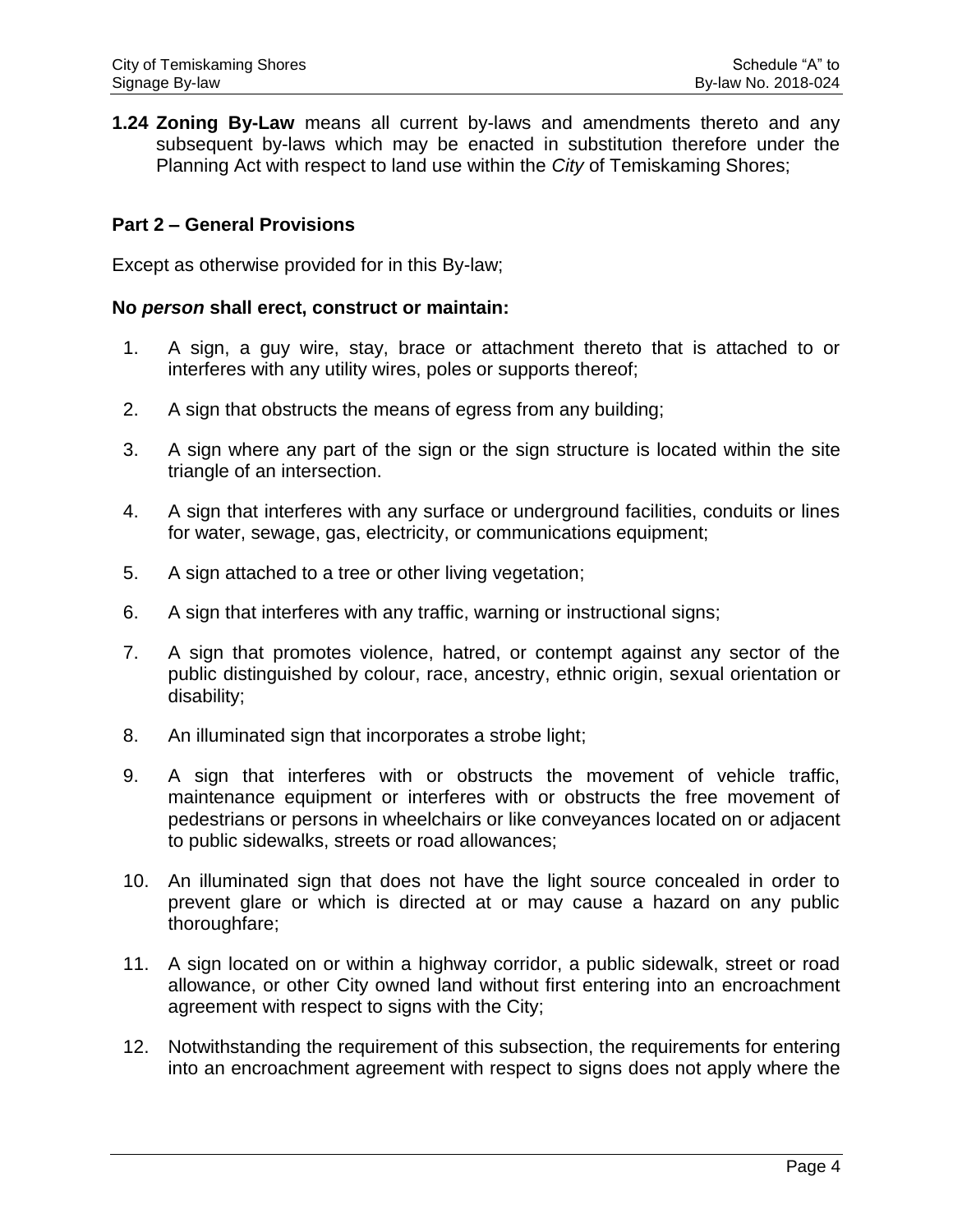**1.24 Zoning By-Law** means all current by-laws and amendments thereto and any subsequent by-laws which may be enacted in substitution therefore under the Planning Act with respect to land use within the *City* of Temiskaming Shores;

## Part 2 – General Provisions

Except as otherwise provided for in this By-law;

**No *person* shall erect, construct or maintain:**

1. A sign, a guy wire, stay, brace or attachment thereto that is attached to or interferes with any utility wires, poles or supports thereof;
2. A sign that obstructs the means of egress from any building;
3. A sign where any part of the sign or the sign structure is located within the site triangle of an intersection.
4. A sign that interferes with any surface or underground facilities, conduits or lines for water, sewage, gas, electricity, or communications equipment;
5. A sign attached to a tree or other living vegetation;
6. A sign that interferes with any traffic, warning or instructional signs;
7. A sign that promotes violence, hatred, or contempt against any sector of the public distinguished by colour, race, ancestry, ethnic origin, sexual orientation or disability;
8. An illuminated sign that incorporates a strobe light;
9. A sign that interferes with or obstructs the movement of vehicle traffic, maintenance equipment or interferes with or obstructs the free movement of pedestrians or persons in wheelchairs or like conveyances located on or adjacent to public sidewalks, streets or road allowances;
10. An illuminated sign that does not have the light source concealed in order to prevent glare or which is directed at or may cause a hazard on any public thoroughfare;
11. A sign located on or within a highway corridor, a public sidewalk, street or road allowance, or other City owned land without first entering into an encroachment agreement with respect to signs with the City;
12. Notwithstanding the requirement of this subsection, the requirements for entering into an encroachment agreement with respect to signs does not apply where the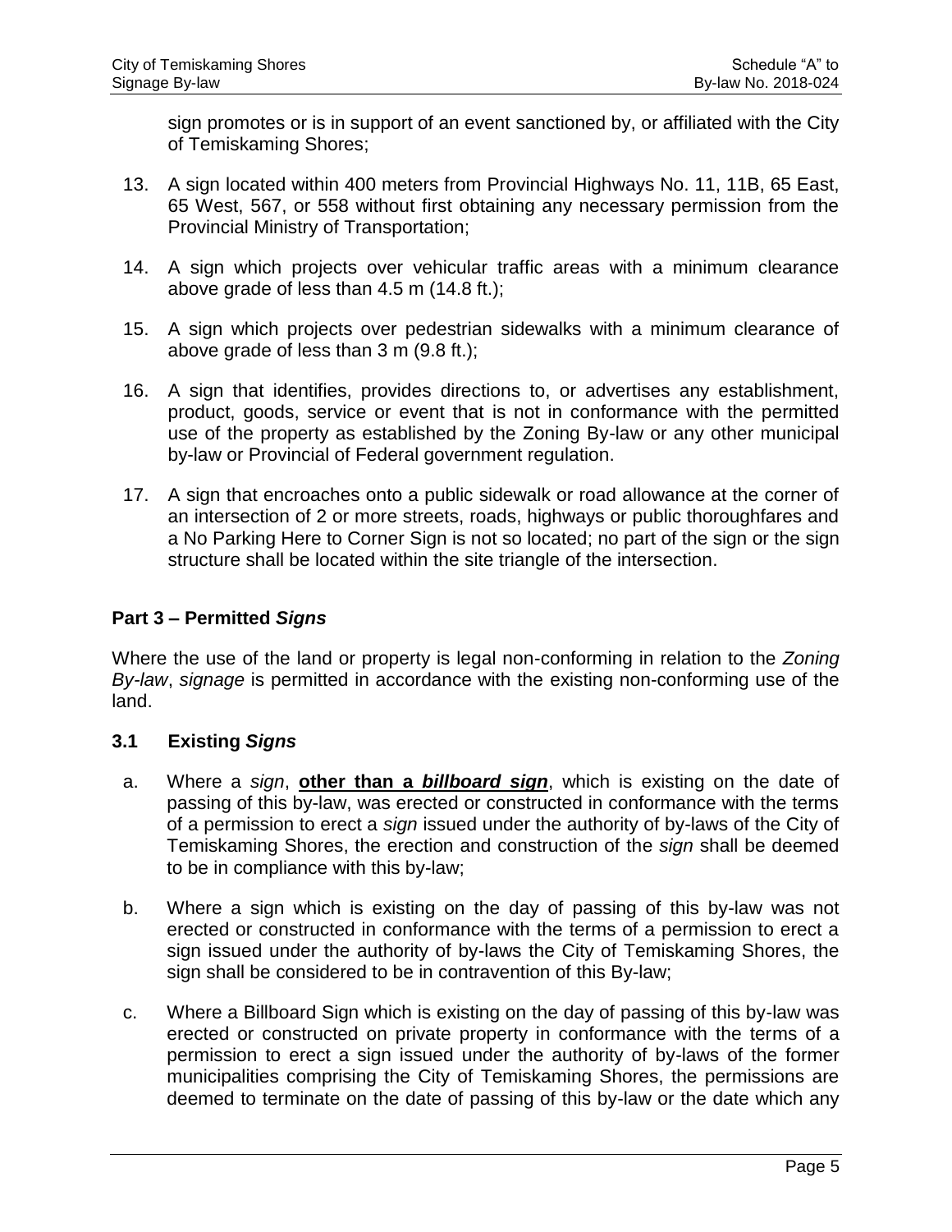sign promotes or is in support of an event sanctioned by, or affiliated with the City of Temiskaming Shores;

13. A sign located within 400 meters from Provincial Highways No. 11, 11B, 65 East, 65 West, 567, or 558 without first obtaining any necessary permission from the Provincial Ministry of Transportation;

14. A sign which projects over vehicular traffic areas with a minimum clearance above grade of less than 4.5 m (14.8 ft.);

15. A sign which projects over pedestrian sidewalks with a minimum clearance of above grade of less than 3 m (9.8 ft.);

16. A sign that identifies, provides directions to, or advertises any establishment, product, goods, service or event that is not in conformance with the permitted use of the property as established by the Zoning By-law or any other municipal by-law or Provincial of Federal government regulation.

17. A sign that encroaches onto a public sidewalk or road allowance at the corner of an intersection of 2 or more streets, roads, highways or public thoroughfares and a No Parking Here to Corner Sign is not so located; no part of the sign or the sign structure shall be located within the site triangle of the intersection.

## Part 3 – Permitted *Signs*

Where the use of the land or property is legal non-conforming in relation to the *Zoning By-law*, *signage* is permitted in accordance with the existing non-conforming use of the land.

### 3.1 Existing *Signs*

a. Where a *sign*, **other than a *billboard sign***, which is existing on the date of passing of this by-law, was erected or constructed in conformance with the terms of a permission to erect a *sign* issued under the authority of by-laws of the City of Temiskaming Shores, the erection and construction of the *sign* shall be deemed to be in compliance with this by-law;

b. Where a sign which is existing on the day of passing of this by-law was not erected or constructed in conformance with the terms of a permission to erect a sign issued under the authority of by-laws the City of Temiskaming Shores, the sign shall be considered to be in contravention of this By-law;

c. Where a Billboard Sign which is existing on the day of passing of this by-law was erected or constructed on private property in conformance with the terms of a permission to erect a sign issued under the authority of by-laws of the former municipalities comprising the City of Temiskaming Shores, the permissions are deemed to terminate on the date of passing of this by-law or the date which any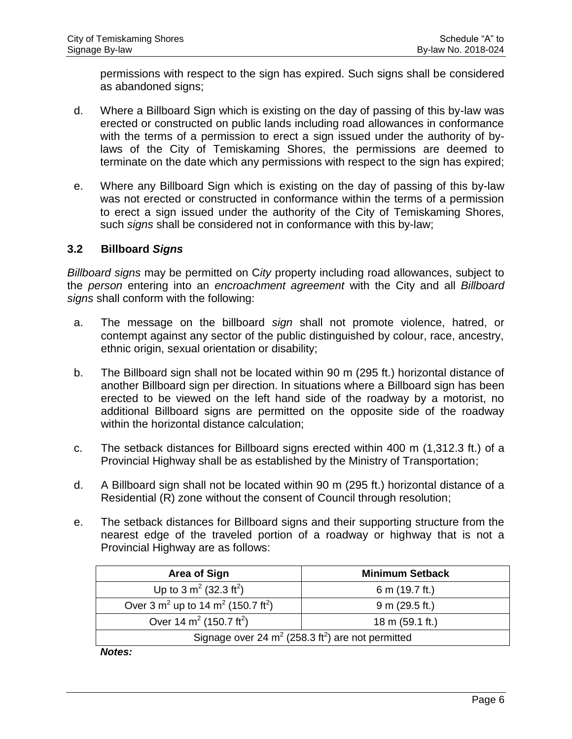permissions with respect to the sign has expired. Such signs shall be considered as abandoned signs;

d. Where a Billboard Sign which is existing on the day of passing of this by-law was erected or constructed on public lands including road allowances in conformance with the terms of a permission to erect a sign issued under the authority of by-laws of the City of Temiskaming Shores, the permissions are deemed to terminate on the date which any permissions with respect to the sign has expired;

e. Where any Billboard Sign which is existing on the day of passing of this by-law was not erected or constructed in conformance within the terms of a permission to erect a sign issued under the authority of the City of Temiskaming Shores, such *signs* shall be considered not in conformance with this by-law;

### 3.2 Billboard *Signs*

*Billboard signs* may be permitted on C*ity* property including road allowances, subject to the *person* entering into an *encroachment agreement* with the City and all *Billboard signs* shall conform with the following:

a. The message on the billboard *sign* shall not promote violence, hatred, or contempt against any sector of the public distinguished by colour, race, ancestry, ethnic origin, sexual orientation or disability;

b. The Billboard sign shall not be located within 90 m (295 ft.) horizontal distance of another Billboard sign per direction. In situations where a Billboard sign has been erected to be viewed on the left hand side of the roadway by a motorist, no additional Billboard signs are permitted on the opposite side of the roadway within the horizontal distance calculation;

c. The setback distances for Billboard signs erected within 400 m (1,312.3 ft.) of a Provincial Highway shall be as established by the Ministry of Transportation;

d. A Billboard sign shall not be located within 90 m (295 ft.) horizontal distance of a Residential (R) zone without the consent of Council through resolution;

e. The setback distances for Billboard signs and their supporting structure from the nearest edge of the traveled portion of a roadway or highway that is not a Provincial Highway are as follows:

| Area of Sign | Minimum Setback |
|---|---|
| Up to 3 $m^2$ (32.3 $ft^2$) | 6 m (19.7 ft.) |
| Over 3 $m^2$ up to 14 $m^2$ (150.7 $ft^2$) | 9 m (29.5 ft.) |
| Over 14 $m^2$ (150.7 $ft^2$) | 18 m (59.1 ft.) |
| Signage over 24 $m^2$ (258.3 $ft^2$) are not permitted | |

***Notes:***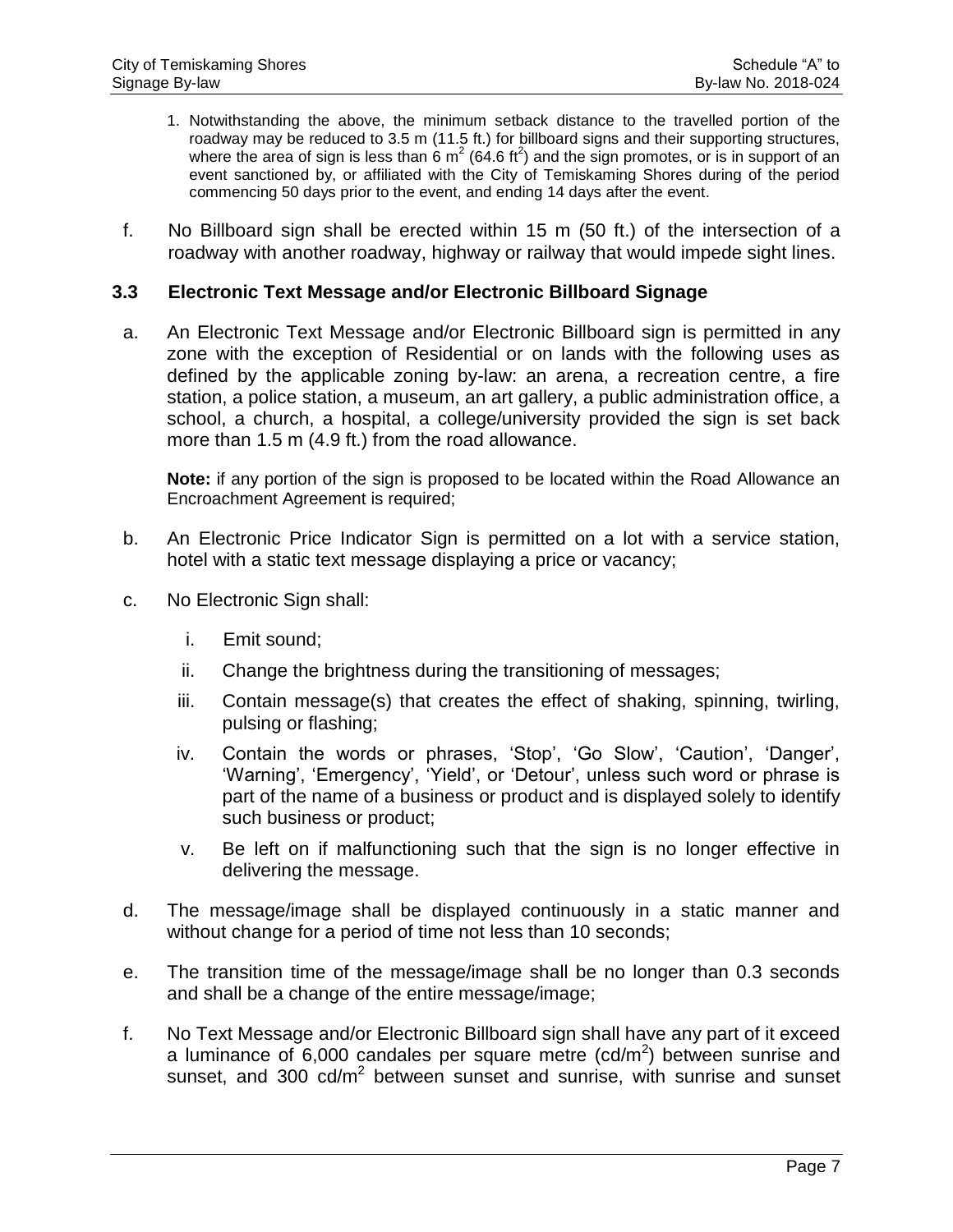1. Notwithstanding the above, the minimum setback distance to the travelled portion of the roadway may be reduced to 3.5 m (11.5 ft.) for billboard signs and their supporting structures, where the area of sign is less than 6 $m^2$ (64.6 $ft^2$) and the sign promotes, or is in support of an event sanctioned by, or affiliated with the City of Temiskaming Shores during of the period commencing 50 days prior to the event, and ending 14 days after the event.

f. No Billboard sign shall be erected within 15 m (50 ft.) of the intersection of a roadway with another roadway, highway or railway that would impede sight lines.

### 3.3 Electronic Text Message and/or Electronic Billboard Signage

a. An Electronic Text Message and/or Electronic Billboard sign is permitted in any zone with the exception of Residential or on lands with the following uses as defined by the applicable zoning by-law: an arena, a recreation centre, a fire station, a police station, a museum, an art gallery, a public administration office, a school, a church, a hospital, a college/university provided the sign is set back more than 1.5 m (4.9 ft.) from the road allowance.

**Note:** if any portion of the sign is proposed to be located within the Road Allowance an Encroachment Agreement is required;

b. An Electronic Price Indicator Sign is permitted on a lot with a service station, hotel with a static text message displaying a price or vacancy;

c. No Electronic Sign shall:

i. Emit sound;

ii. Change the brightness during the transitioning of messages;

iii. Contain message(s) that creates the effect of shaking, spinning, twirling, pulsing or flashing;

iv. Contain the words or phrases, 'Stop', 'Go Slow', 'Caution', 'Danger', 'Warning', 'Emergency', 'Yield', or 'Detour', unless such word or phrase is part of the name of a business or product and is displayed solely to identify such business or product;

v. Be left on if malfunctioning such that the sign is no longer effective in delivering the message.

d. The message/image shall be displayed continuously in a static manner and without change for a period of time not less than 10 seconds;

e. The transition time of the message/image shall be no longer than 0.3 seconds and shall be a change of the entire message/image;

f. No Text Message and/or Electronic Billboard sign shall have any part of it exceed a luminance of 6,000 candales per square metre ($cd/m^2$) between sunrise and sunset, and 300 $cd/m^2$ between sunset and sunrise, with sunrise and sunset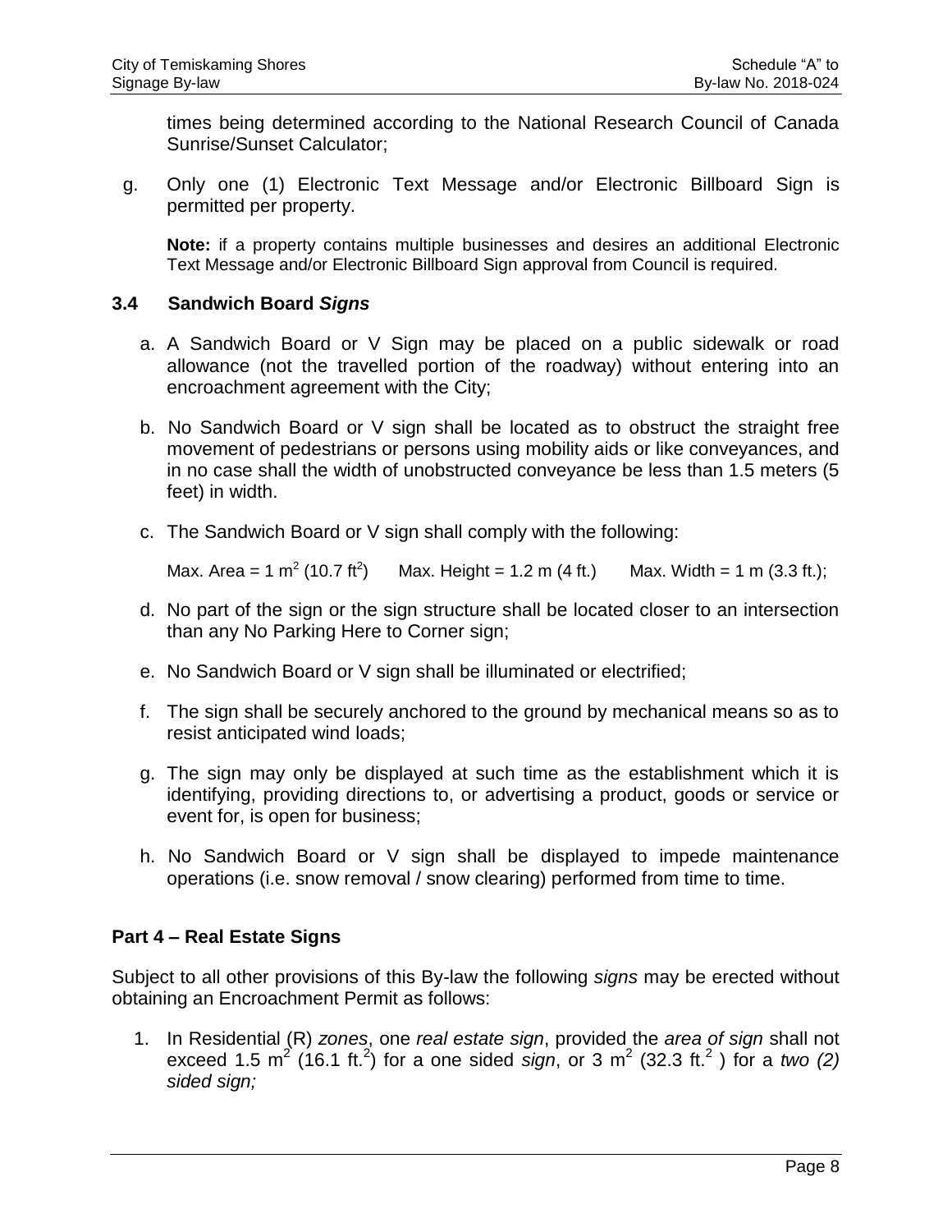times being determined according to the National Research Council of Canada Sunrise/Sunset Calculator;

g. Only one (1) Electronic Text Message and/or Electronic Billboard Sign is permitted per property.

**Note:** if a property contains multiple businesses and desires an additional Electronic Text Message and/or Electronic Billboard Sign approval from Council is required.

### 3.4 Sandwich Board *Signs*

a. A Sandwich Board or V Sign may be placed on a public sidewalk or road allowance (not the travelled portion of the roadway) without entering into an encroachment agreement with the City;

b. No Sandwich Board or V sign shall be located as to obstruct the straight free movement of pedestrians or persons using mobility aids or like conveyances, and in no case shall the width of unobstructed conveyance be less than 1.5 meters (5 feet) in width.

c. The Sandwich Board or V sign shall comply with the following:

Max. Area = 1 $m^2$ (10.7 $ft^2$) Max. Height = 1.2 m (4 ft.) Max. Width = 1 m (3.3 ft.);

d. No part of the sign or the sign structure shall be located closer to an intersection than any No Parking Here to Corner sign;

e. No Sandwich Board or V sign shall be illuminated or electrified;

f. The sign shall be securely anchored to the ground by mechanical means so as to resist anticipated wind loads;

g. The sign may only be displayed at such time as the establishment which it is identifying, providing directions to, or advertising a product, goods or service or event for, is open for business;

h. No Sandwich Board or V sign shall be displayed to impede maintenance operations (i.e. snow removal / snow clearing) performed from time to time.

## Part 4 – Real Estate Signs

Subject to all other provisions of this By-law the following *signs* may be erected without obtaining an Encroachment Permit as follows:

1. In Residential (R) *zones*, one *real estate sign*, provided the *area of sign* shall not exceed 1.5 $m^2$ (16.1 $ft.^2$) for a one sided *sign*, or 3 $m^2$ (32.3 $ft.^2$ ) for a *two (2) sided sign;*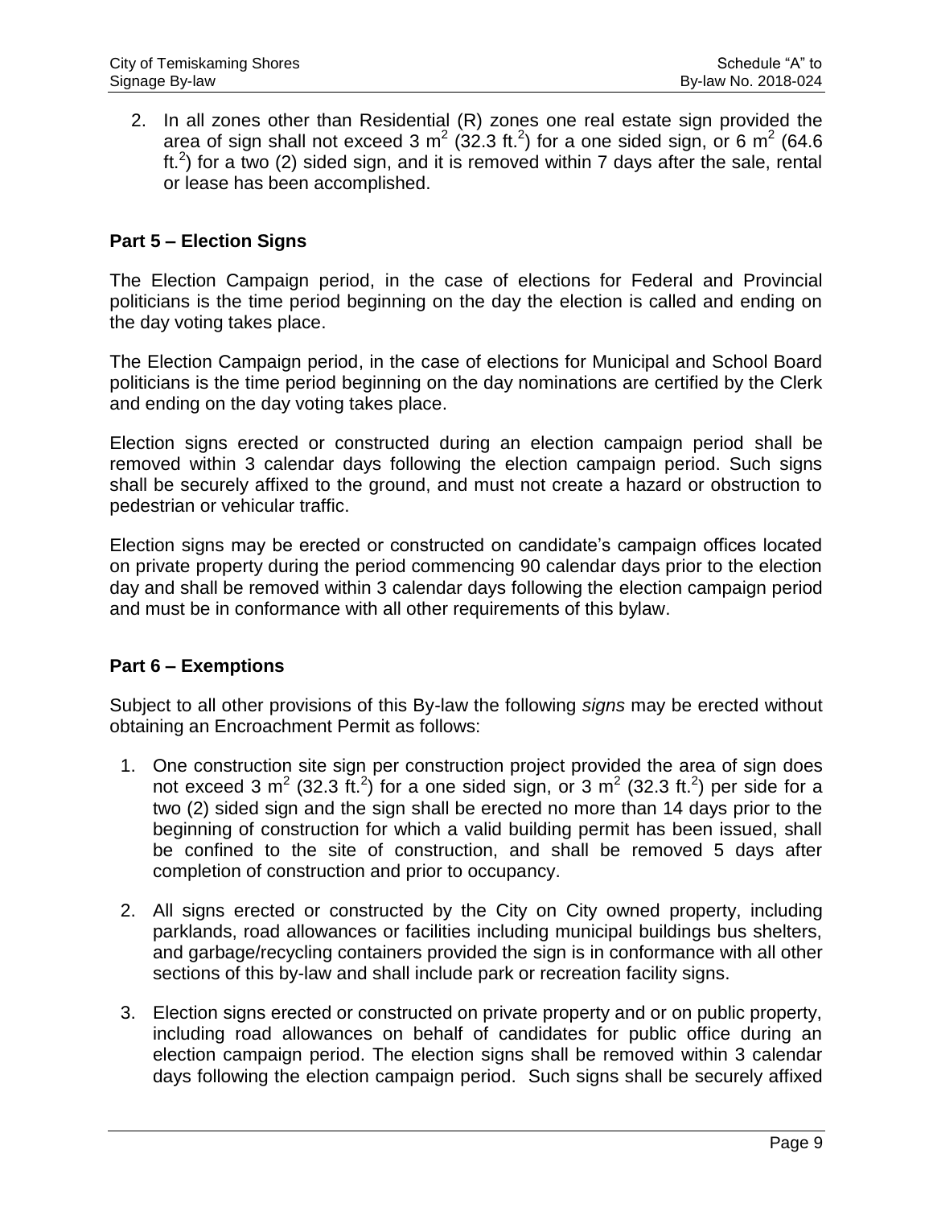2. In all zones other than Residential (R) zones one real estate sign provided the area of sign shall not exceed 3 $m^2$ (32.3 $ft.^2$) for a one sided sign, or 6 $m^2$ (64.6 $ft.^2$) for a two (2) sided sign, and it is removed within 7 days after the sale, rental or lease has been accomplished.

## Part 5 – Election Signs

The Election Campaign period, in the case of elections for Federal and Provincial politicians is the time period beginning on the day the election is called and ending on the day voting takes place.

The Election Campaign period, in the case of elections for Municipal and School Board politicians is the time period beginning on the day nominations are certified by the Clerk and ending on the day voting takes place.

Election signs erected or constructed during an election campaign period shall be removed within 3 calendar days following the election campaign period. Such signs shall be securely affixed to the ground, and must not create a hazard or obstruction to pedestrian or vehicular traffic.

Election signs may be erected or constructed on candidate's campaign offices located on private property during the period commencing 90 calendar days prior to the election day and shall be removed within 3 calendar days following the election campaign period and must be in conformance with all other requirements of this bylaw.

## Part 6 – Exemptions

Subject to all other provisions of this By-law the following *signs* may be erected without obtaining an Encroachment Permit as follows:

1. One construction site sign per construction project provided the area of sign does not exceed 3 $m^2$ (32.3 $ft.^2$) for a one sided sign, or 3 $m^2$ (32.3 $ft.^2$) per side for a two (2) sided sign and the sign shall be erected no more than 14 days prior to the beginning of construction for which a valid building permit has been issued, shall be confined to the site of construction, and shall be removed 5 days after completion of construction and prior to occupancy.

2. All signs erected or constructed by the City on City owned property, including parklands, road allowances or facilities including municipal buildings bus shelters, and garbage/recycling containers provided the sign is in conformance with all other sections of this by-law and shall include park or recreation facility signs.

3. Election signs erected or constructed on private property and or on public property, including road allowances on behalf of candidates for public office during an election campaign period. The election signs shall be removed within 3 calendar days following the election campaign period. Such signs shall be securely affixed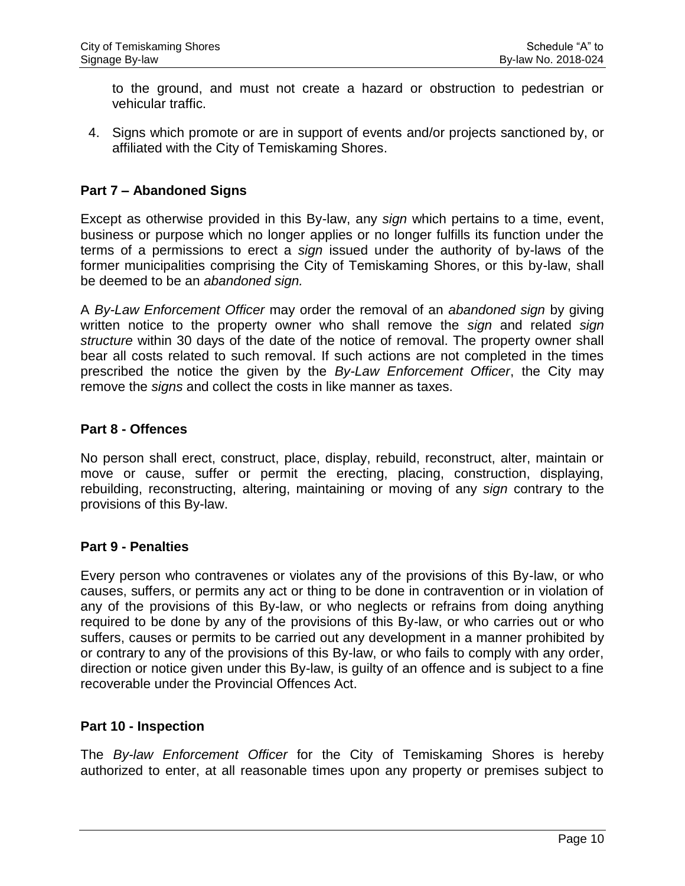to the ground, and must not create a hazard or obstruction to pedestrian or vehicular traffic.

4. Signs which promote or are in support of events and/or projects sanctioned by, or affiliated with the City of Temiskaming Shores.

### Part 7 – Abandoned Signs

Except as otherwise provided in this By-law, any *sign* which pertains to a time, event, business or purpose which no longer applies or no longer fulfills its function under the terms of a permissions to erect a *sign* issued under the authority of by-laws of the former municipalities comprising the City of Temiskaming Shores, or this by-law, shall be deemed to be an *abandoned sign.*

A *By-Law Enforcement Officer* may order the removal of an *abandoned sign* by giving written notice to the property owner who shall remove the *sign* and related *sign structure* within 30 days of the date of the notice of removal. The property owner shall bear all costs related to such removal. If such actions are not completed in the times prescribed the notice the given by the *By-Law Enforcement Officer*, the City may remove the *signs* and collect the costs in like manner as taxes.

### Part 8 - Offences

No person shall erect, construct, place, display, rebuild, reconstruct, alter, maintain or move or cause, suffer or permit the erecting, placing, construction, displaying, rebuilding, reconstructing, altering, maintaining or moving of any *sign* contrary to the provisions of this By-law.

### Part 9 - Penalties

Every person who contravenes or violates any of the provisions of this By-law, or who causes, suffers, or permits any act or thing to be done in contravention or in violation of any of the provisions of this By-law, or who neglects or refrains from doing anything required to be done by any of the provisions of this By-law, or who carries out or who suffers, causes or permits to be carried out any development in a manner prohibited by or contrary to any of the provisions of this By-law, or who fails to comply with any order, direction or notice given under this By-law, is guilty of an offence and is subject to a fine recoverable under the Provincial Offences Act.

### Part 10 - Inspection

The *By-law Enforcement Officer* for the City of Temiskaming Shores is hereby authorized to enter, at all reasonable times upon any property or premises subject to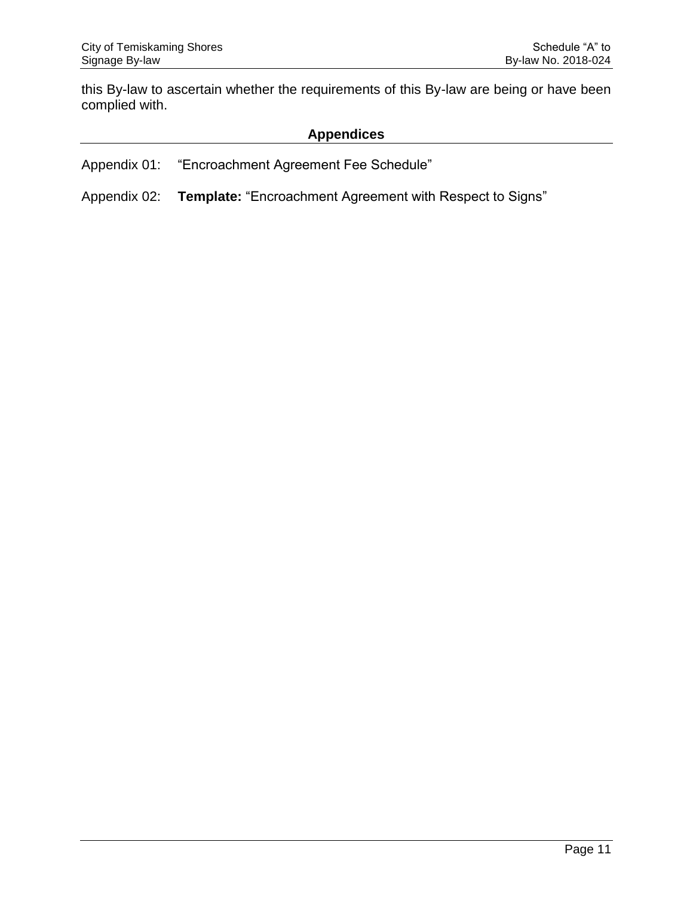this By-law to ascertain whether the requirements of this By-law are being or have been complied with.

## Appendices

Appendix 01: “Encroachment Agreement Fee Schedule”

Appendix 02: **Template:** “Encroachment Agreement with Respect to Signs”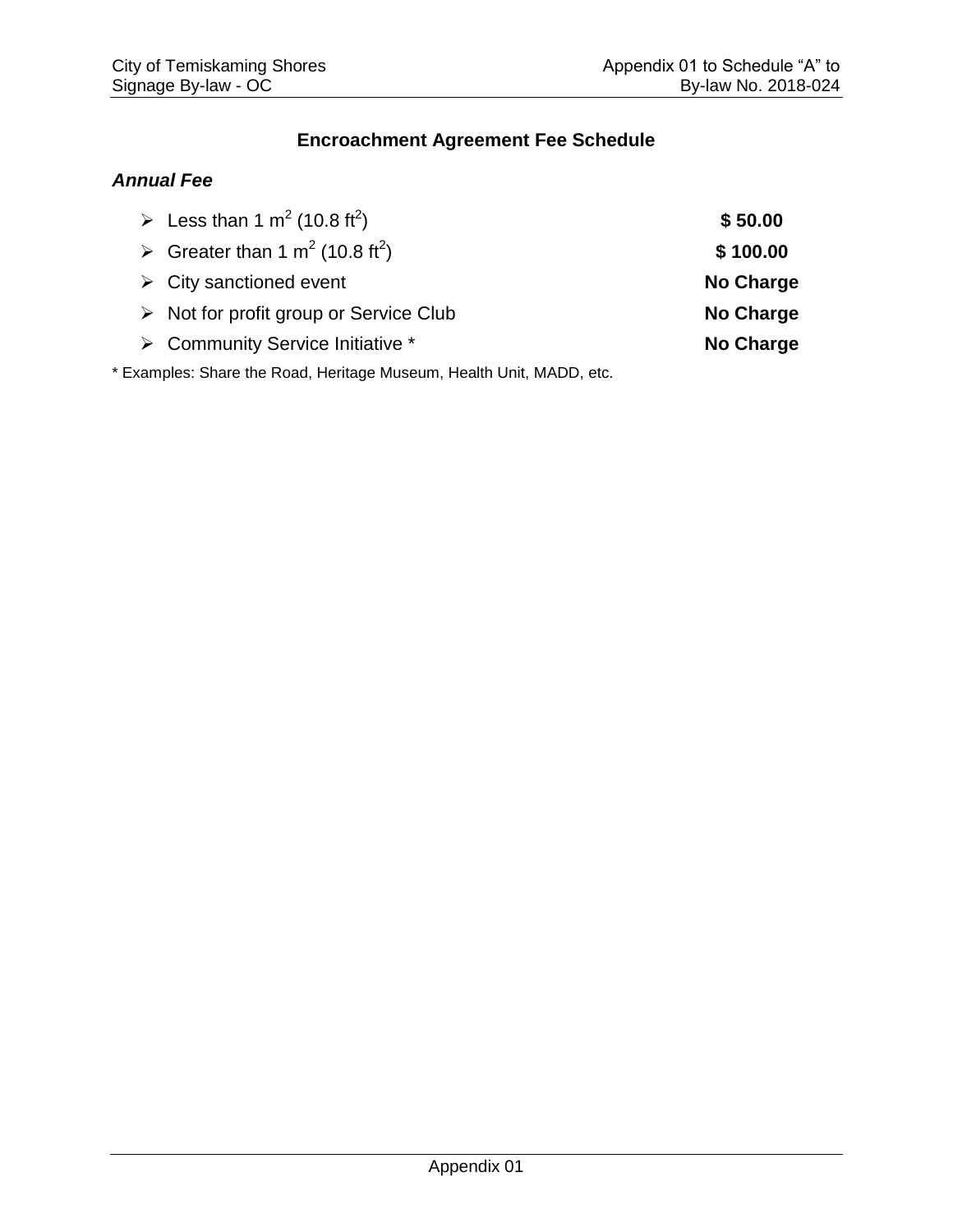## Encroachment Agreement Fee Schedule

***Annual Fee***

| Item | Fee |
|---|---|
| Less than 1 $m^2$ (10.8 $ft^2$) | **$ 50.00** |
| Greater than 1 $m^2$ (10.8 $ft^2$) | **$ 100.00** |
| City sanctioned event | **No Charge** |
| Not for profit group or Service Club | **No Charge** |
| Community Service Initiative * | **No Charge** |

* Examples: Share the Road, Heritage Museum, Health Unit, MADD, etc.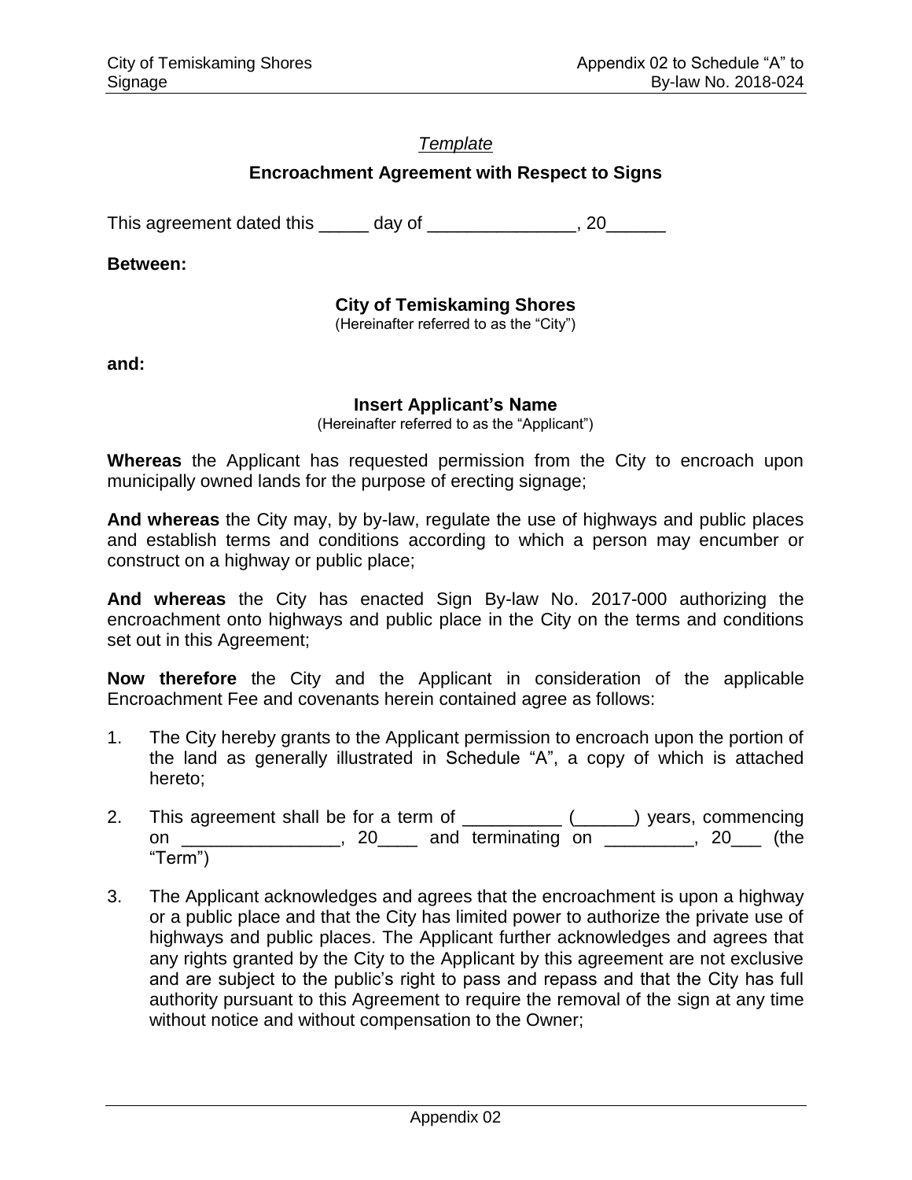*Template*

**Encroachment Agreement with Respect to Signs**

This agreement dated this _____ day of _______________, 20______

**Between:**

**City of Temiskaming Shores**
(Hereinafter referred to as the "City")

**and:**

**Insert Applicant's Name**
(Hereinafter referred to as the "Applicant")

**Whereas** the Applicant has requested permission from the City to encroach upon municipally owned lands for the purpose of erecting signage;

**And whereas** the City may, by by-law, regulate the use of highways and public places and establish terms and conditions according to which a person may encumber or construct on a highway or public place;

**And whereas** the City has enacted Sign By-law No. 2017-000 authorizing the encroachment onto highways and public place in the City on the terms and conditions set out in this Agreement;

**Now therefore** the City and the Applicant in consideration of the applicable Encroachment Fee and covenants herein contained agree as follows:

1. The City hereby grants to the Applicant permission to encroach upon the portion of the land as generally illustrated in Schedule "A", a copy of which is attached hereto;

2. This agreement shall be for a term of __________ (______) years, commencing on ________________, 20____ and terminating on _________, 20___ (the "Term")

3. The Applicant acknowledges and agrees that the encroachment is upon a highway or a public place and that the City has limited power to authorize the private use of highways and public places. The Applicant further acknowledges and agrees that any rights granted by the City to the Applicant by this agreement are not exclusive and are subject to the public's right to pass and repass and that the City has full authority pursuant to this Agreement to require the removal of the sign at any time without notice and without compensation to the Owner;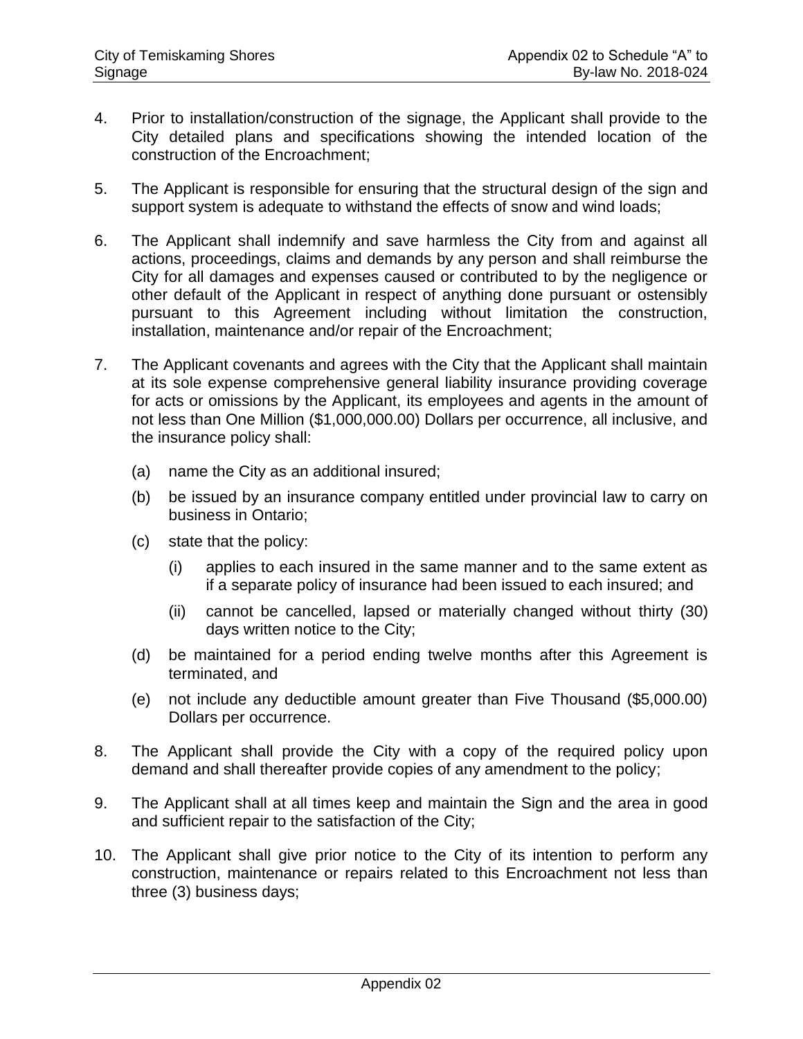4. Prior to installation/construction of the signage, the Applicant shall provide to the City detailed plans and specifications showing the intended location of the construction of the Encroachment;

5. The Applicant is responsible for ensuring that the structural design of the sign and support system is adequate to withstand the effects of snow and wind loads;

6. The Applicant shall indemnify and save harmless the City from and against all actions, proceedings, claims and demands by any person and shall reimburse the City for all damages and expenses caused or contributed to by the negligence or other default of the Applicant in respect of anything done pursuant or ostensibly pursuant to this Agreement including without limitation the construction, installation, maintenance and/or repair of the Encroachment;

7. The Applicant covenants and agrees with the City that the Applicant shall maintain at its sole expense comprehensive general liability insurance providing coverage for acts or omissions by the Applicant, its employees and agents in the amount of not less than One Million ($1,000,000.00) Dollars per occurrence, all inclusive, and the insurance policy shall:

   (a) name the City as an additional insured;

   (b) be issued by an insurance company entitled under provincial law to carry on business in Ontario;

   (c) state that the policy:

      (i) applies to each insured in the same manner and to the same extent as if a separate policy of insurance had been issued to each insured; and

      (ii) cannot be cancelled, lapsed or materially changed without thirty (30) days written notice to the City;

   (d) be maintained for a period ending twelve months after this Agreement is terminated, and

   (e) not include any deductible amount greater than Five Thousand ($5,000.00) Dollars per occurrence.

8. The Applicant shall provide the City with a copy of the required policy upon demand and shall thereafter provide copies of any amendment to the policy;

9. The Applicant shall at all times keep and maintain the Sign and the area in good and sufficient repair to the satisfaction of the City;

10. The Applicant shall give prior notice to the City of its intention to perform any construction, maintenance or repairs related to this Encroachment not less than three (3) business days;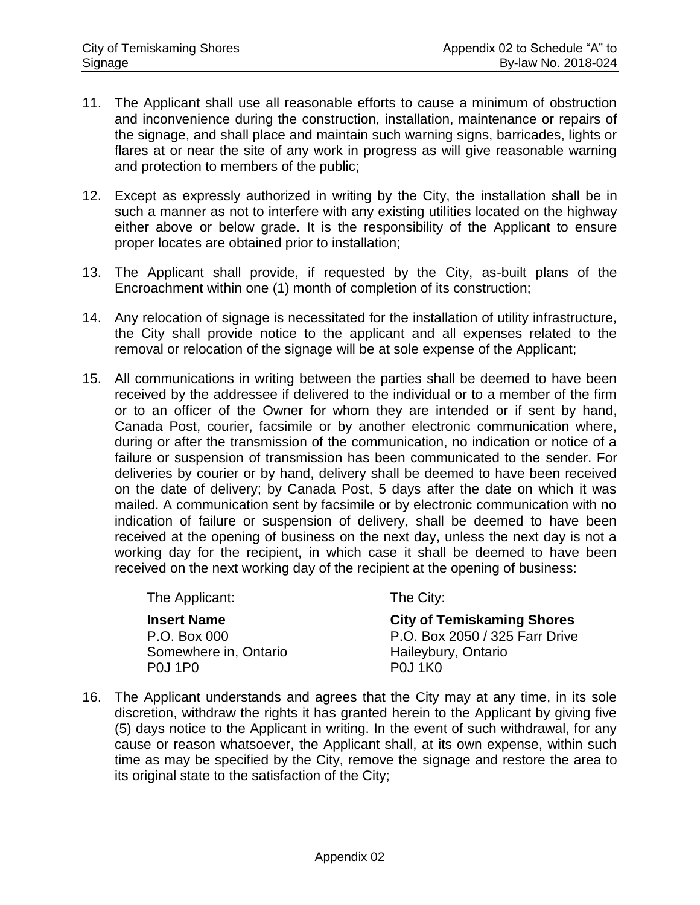11. The Applicant shall use all reasonable efforts to cause a minimum of obstruction and inconvenience during the construction, installation, maintenance or repairs of the signage, and shall place and maintain such warning signs, barricades, lights or flares at or near the site of any work in progress as will give reasonable warning and protection to members of the public;

12. Except as expressly authorized in writing by the City, the installation shall be in such a manner as not to interfere with any existing utilities located on the highway either above or below grade. It is the responsibility of the Applicant to ensure proper locates are obtained prior to installation;

13. The Applicant shall provide, if requested by the City, as-built plans of the Encroachment within one (1) month of completion of its construction;

14. Any relocation of signage is necessitated for the installation of utility infrastructure, the City shall provide notice to the applicant and all expenses related to the removal or relocation of the signage will be at sole expense of the Applicant;

15. All communications in writing between the parties shall be deemed to have been received by the addressee if delivered to the individual or to a member of the firm or to an officer of the Owner for whom they are intended or if sent by hand, Canada Post, courier, facsimile or by another electronic communication where, during or after the transmission of the communication, no indication or notice of a failure or suspension of transmission has been communicated to the sender. For deliveries by courier or by hand, delivery shall be deemed to have been received on the date of delivery; by Canada Post, 5 days after the date on which it was mailed. A communication sent by facsimile or by electronic communication with no indication of failure or suspension of delivery, shall be deemed to have been received at the opening of business on the next day, unless the next day is not a working day for the recipient, in which case it shall be deemed to have been received on the next working day of the recipient at the opening of business:

    The Applicant:

    **Insert Name**
    P.O. Box 000
    Somewhere in, Ontario
    P0J 1P0

    The City:

    **City of Temiskaming Shores**
    P.O. Box 2050 / 325 Farr Drive
    Haileybury, Ontario
    P0J 1K0

16. The Applicant understands and agrees that the City may at any time, in its sole discretion, withdraw the rights it has granted herein to the Applicant by giving five (5) days notice to the Applicant in writing. In the event of such withdrawal, for any cause or reason whatsoever, the Applicant shall, at its own expense, within such time as may be specified by the City, remove the signage and restore the area to its original state to the satisfaction of the City;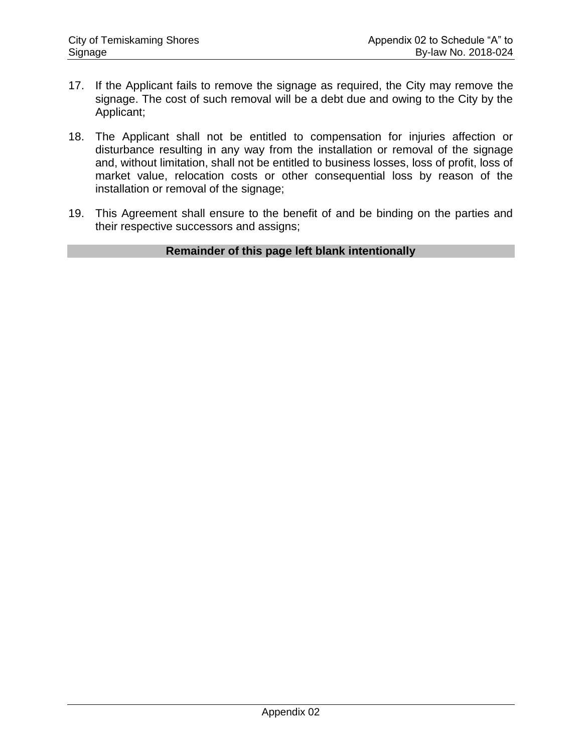17. If the Applicant fails to remove the signage as required, the City may remove the signage. The cost of such removal will be a debt due and owing to the City by the Applicant;

18. The Applicant shall not be entitled to compensation for injuries affection or disturbance resulting in any way from the installation or removal of the signage and, without limitation, shall not be entitled to business losses, loss of profit, loss of market value, relocation costs or other consequential loss by reason of the installation or removal of the signage;

19. This Agreement shall ensure to the benefit of and be binding on the parties and their respective successors and assigns;

**Remainder of this page left blank intentionally**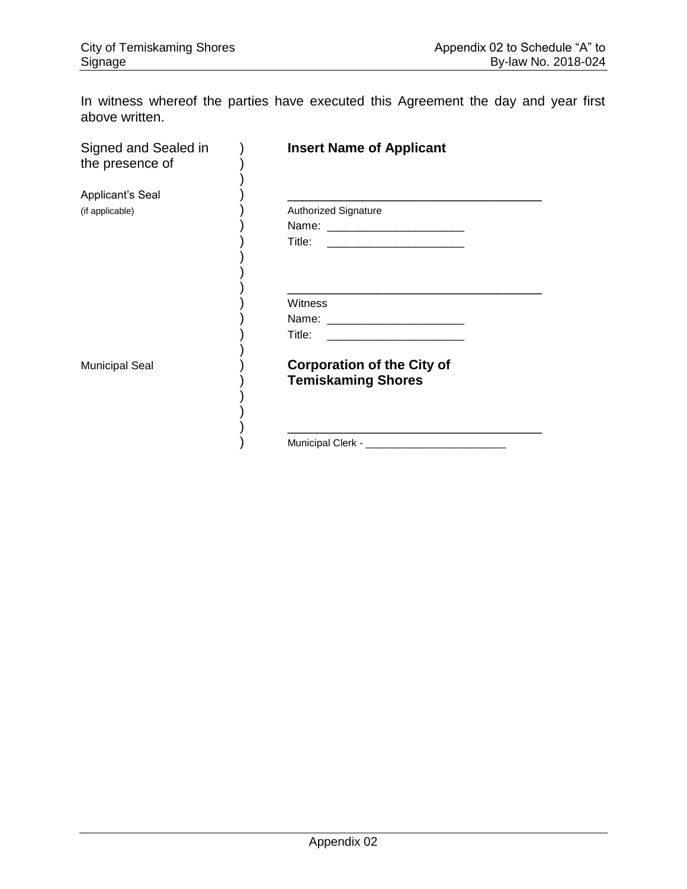In witness whereof the parties have executed this Agreement the day and year first above written.

| | | |
|---|---|---|
| Signed and Sealed in the presence of | ) | **Insert Name of Applicant** |
| Applicant's Seal (if applicable) | ) | ______________________________________ |
| | ) | Authorized Signature |
| | ) | Name: ______________________ |
| | ) | Title: ______________________ |
| | ) | ______________________________________ |
| | ) | Witness |
| | ) | Name: ______________________ |
| | ) | Title: ______________________ |
| Municipal Seal | ) | **Corporation of the City of Temiskaming Shores** |
| | ) | ______________________________________ |
| | ) | Municipal Clerk - ________________________ |